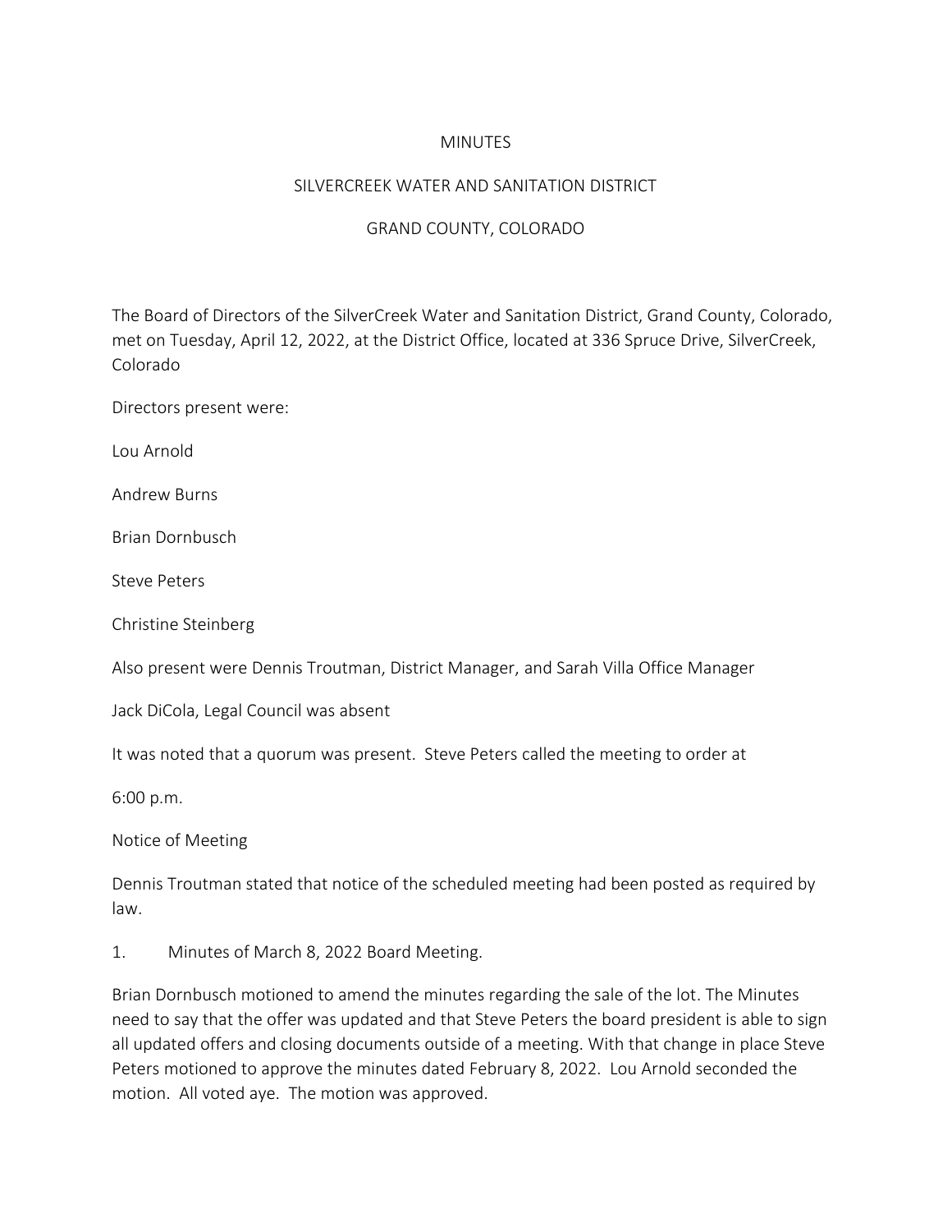MINUTES

SILVERCREEK WATER AND SANITATION DISTRICT

GRAND COUNTY, COLORADO

The Board of Directors of the SilverCreek Water and Sanitation District, Grand County, Colorado, met on Tuesday, April 12, 2022, at the District Office, located at 336 Spruce Drive, SilverCreek, Colorado

Directors present were:

Lou Arnold

Andrew Burns

Brian Dornbusch

Steve Peters

Christine Steinberg

Also present were Dennis Troutman, District Manager, and Sarah Villa Office Manager

Jack DiCola, Legal Council was absent

It was noted that a quorum was present. Steve Peters called the meeting to order at

6:00 p.m.

Notice of Meeting

Dennis Troutman stated that notice of the scheduled meeting had been posted as required by law.

1. Minutes of March 8, 2022 Board Meeting.

Brian Dornbusch motioned to amend the minutes regarding the sale of the lot. The Minutes need to say that the offer was updated and that Steve Peters the board president is able to sign all updated offers and closing documents outside of a meeting. With that change in place Steve Peters motioned to approve the minutes dated February 8, 2022. Lou Arnold seconded the motion. All voted aye. The motion was approved.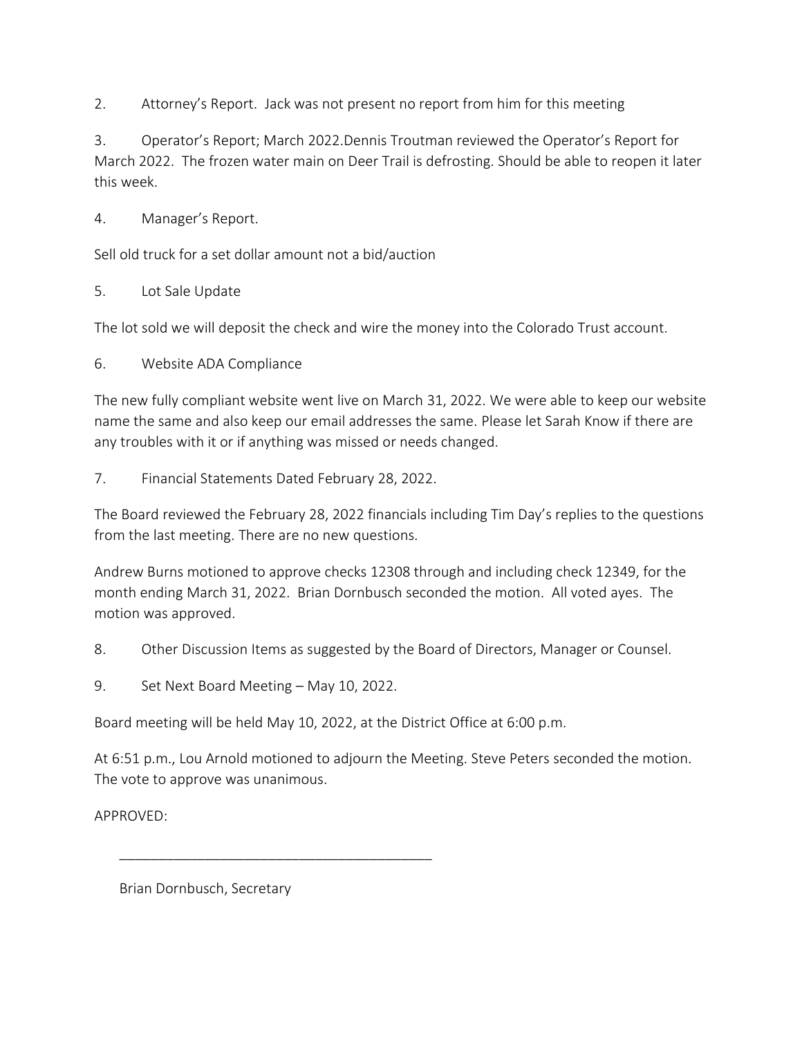2. Attorney's Report. Jack was not present no report from him for this meeting

3. Operator's Report; March 2022.Dennis Troutman reviewed the Operator's Report for March 2022. The frozen water main on Deer Trail is defrosting. Should be able to reopen it later this week.

4. Manager's Report.

Sell old truck for a set dollar amount not a bid/auction

5. Lot Sale Update

The lot sold we will deposit the check and wire the money into the Colorado Trust account.

6. Website ADA Compliance

The new fully compliant website went live on March 31, 2022. We were able to keep our website name the same and also keep our email addresses the same. Please let Sarah Know if there are any troubles with it or if anything was missed or needs changed.

7. Financial Statements Dated February 28, 2022.

The Board reviewed the February 28, 2022 financials including Tim Day's replies to the questions from the last meeting. There are no new questions.

Andrew Burns motioned to approve checks 12308 through and including check 12349, for the month ending March 31, 2022. Brian Dornbusch seconded the motion. All voted ayes. The motion was approved.

8. Other Discussion Items as suggested by the Board of Directors, Manager or Counsel.

9. Set Next Board Meeting – May 10, 2022.

Board meeting will be held May 10, 2022, at the District Office at 6:00 p.m.

At 6:51 p.m., Lou Arnold motioned to adjourn the Meeting. Steve Peters seconded the motion. The vote to approve was unanimous.

APPROVED:

\_\_\_\_\_\_\_\_\_\_\_\_\_\_\_\_\_\_\_\_\_\_\_\_\_\_\_\_\_\_\_\_\_\_\_\_\_\_\_\_

Brian Dornbusch, Secretary